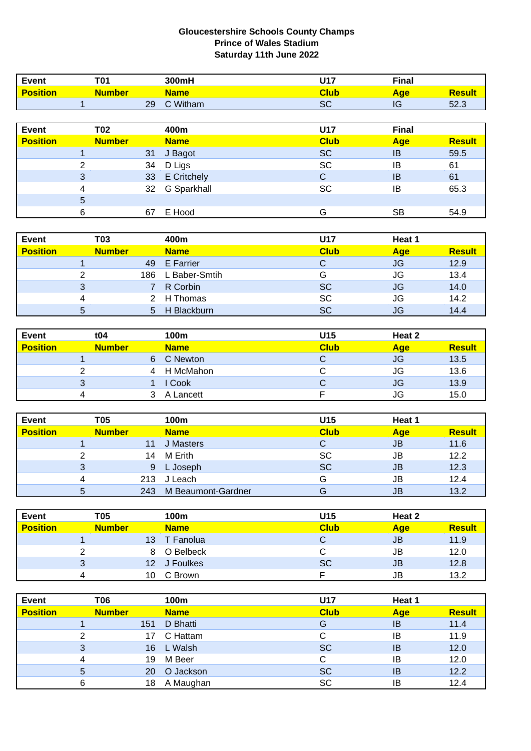**Gloucestershire Schools County Champs**
**Prince of Wales Stadium**
**Saturday 11th June 2022**

| Event | T01 | 300mH | U17 | Final | |
|---|---|---|---|---|---|
| **Position** | **Number** | **Name** | **Club** | **Age** | **Result** |
| 1 | 29 | C Witham | SC | IG | 52.3 |

| Event | T02 | 400m | U17 | Final | |
|---|---|---|---|---|---|
| **Position** | **Number** | **Name** | **Club** | **Age** | **Result** |
| 1 | 31 | J Bagot | SC | IB | 59.5 |
| 2 | 34 | D Ligs | SC | IB | 61 |
| 3 | 33 | E Critchely | C | IB | 61 |
| 4 | 32 | G Sparkhall | SC | IB | 65.3 |
| 5 | | | | | |
| 6 | 67 | E Hood | G | SB | 54.9 |

| Event | T03 | 400m | U17 | Heat 1 | |
|---|---|---|---|---|---|
| **Position** | **Number** | **Name** | **Club** | **Age** | **Result** |
| 1 | 49 | E Farrier | C | JG | 12.9 |
| 2 | 186 | L Baber-Smtih | G | JG | 13.4 |
| 3 | 7 | R Corbin | SC | JG | 14.0 |
| 4 | 2 | H Thomas | SC | JG | 14.2 |
| 5 | 5 | H Blackburn | SC | JG | 14.4 |

| Event | t04 | 100m | U15 | Heat 2 | |
|---|---|---|---|---|---|
| **Position** | **Number** | **Name** | **Club** | **Age** | **Result** |
| 1 | 6 | C Newton | C | JG | 13.5 |
| 2 | 4 | H McMahon | C | JG | 13.6 |
| 3 | 1 | I Cook | C | JG | 13.9 |
| 4 | 3 | A Lancett | F | JG | 15.0 |

| Event | T05 | 100m | U15 | Heat 1 | |
|---|---|---|---|---|---|
| **Position** | **Number** | **Name** | **Club** | **Age** | **Result** |
| 1 | 11 | J Masters | C | JB | 11.6 |
| 2 | 14 | M Erith | SC | JB | 12.2 |
| 3 | 9 | L Joseph | SC | JB | 12.3 |
| 4 | 213 | J Leach | G | JB | 12.4 |
| 5 | 243 | M Beaumont-Gardner | G | JB | 13.2 |

| Event | T05 | 100m | U15 | Heat 2 | |
|---|---|---|---|---|---|
| **Position** | **Number** | **Name** | **Club** | **Age** | **Result** |
| 1 | 13 | T Fanolua | C | JB | 11.9 |
| 2 | 8 | O Belbeck | C | JB | 12.0 |
| 3 | 12 | J Foulkes | SC | JB | 12.8 |
| 4 | 10 | C Brown | F | JB | 13.2 |

| Event | T06 | 100m | U17 | Heat 1 | |
|---|---|---|---|---|---|
| **Position** | **Number** | **Name** | **Club** | **Age** | **Result** |
| 1 | 151 | D Bhatti | G | IB | 11.4 |
| 2 | 17 | C Hattam | C | IB | 11.9 |
| 3 | 16 | L Walsh | SC | IB | 12.0 |
| 4 | 19 | M Beer | C | IB | 12.0 |
| 5 | 20 | O Jackson | SC | IB | 12.2 |
| 6 | 18 | A Maughan | SC | IB | 12.4 |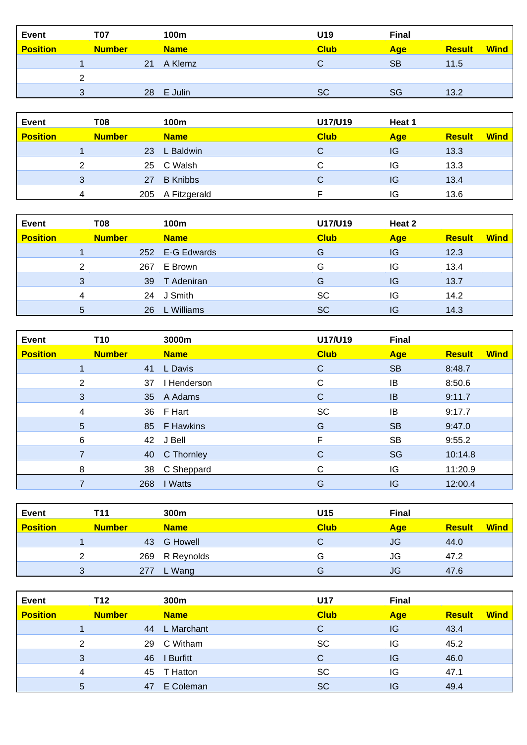| Event | T07 | 100m | U19 | Final | | |
|---|---|---|---|---|---|---|
| **Position** | **Number** | **Name** | **Club** | **Age** | **Result** | **Wind** |
| 1 | 21 | A Klemz | C | SB | 11.5 | |
| 2 | | | | | | |
| 3 | 28 | E Julin | SC | SG | 13.2 | |

| Event | T08 | 100m | U17/U19 | Heat 1 | | |
|---|---|---|---|---|---|---|
| **Position** | **Number** | **Name** | **Club** | **Age** | **Result** | **Wind** |
| 1 | 23 | L Baldwin | C | IG | 13.3 | |
| 2 | 25 | C Walsh | C | IG | 13.3 | |
| 3 | 27 | B Knibbs | C | IG | 13.4 | |
| 4 | 205 | A Fitzgerald | F | IG | 13.6 | |

| Event | T08 | 100m | U17/U19 | Heat 2 | | |
|---|---|---|---|---|---|---|
| **Position** | **Number** | **Name** | **Club** | **Age** | **Result** | **Wind** |
| 1 | 252 | E-G Edwards | G | IG | 12.3 | |
| 2 | 267 | E Brown | G | IG | 13.4 | |
| 3 | 39 | T Adeniran | G | IG | 13.7 | |
| 4 | 24 | J Smith | SC | IG | 14.2 | |
| 5 | 26 | L Williams | SC | IG | 14.3 | |

| Event | T10 | 3000m | U17/U19 | Final | | |
|---|---|---|---|---|---|---|
| **Position** | **Number** | **Name** | **Club** | **Age** | **Result** | **Wind** |
| 1 | 41 | L Davis | C | SB | 8:48.7 | |
| 2 | 37 | I Henderson | C | IB | 8:50.6 | |
| 3 | 35 | A Adams | C | IB | 9:11.7 | |
| 4 | 36 | F Hart | SC | IB | 9:17.7 | |
| 5 | 85 | F Hawkins | G | SB | 9:47.0 | |
| 6 | 42 | J Bell | F | SB | 9:55.2 | |
| 7 | 40 | C Thornley | C | SG | 10:14.8 | |
| 8 | 38 | C Sheppard | C | IG | 11:20.9 | |
| 7 | 268 | I Watts | G | IG | 12:00.4 | |

| Event | T11 | 300m | U15 | Final | | |
|---|---|---|---|---|---|---|
| **Position** | **Number** | **Name** | **Club** | **Age** | **Result** | **Wind** |
| 1 | 43 | G Howell | C | JG | 44.0 | |
| 2 | 269 | R Reynolds | G | JG | 47.2 | |
| 3 | 277 | L Wang | G | JG | 47.6 | |

| Event | T12 | 300m | U17 | Final | | |
|---|---|---|---|---|---|---|
| **Position** | **Number** | **Name** | **Club** | **Age** | **Result** | **Wind** |
| 1 | 44 | L Marchant | C | IG | 43.4 | |
| 2 | 29 | C Witham | SC | IG | 45.2 | |
| 3 | 46 | I Burfitt | C | IG | 46.0 | |
| 4 | 45 | T Hatton | SC | IG | 47.1 | |
| 5 | 47 | E Coleman | SC | IG | 49.4 | |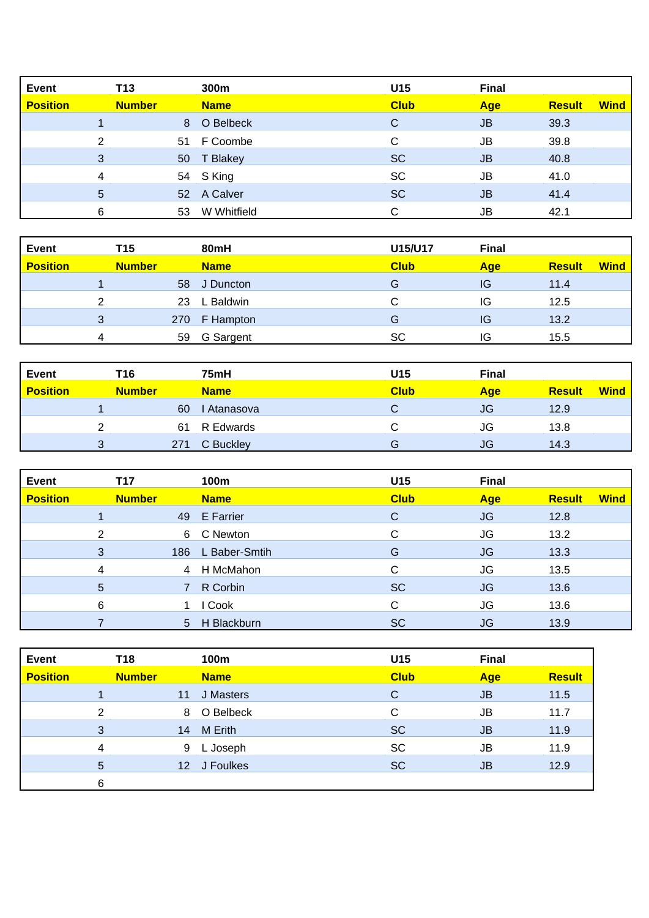| Event | T13 | 300m | U15 | Final | | |
|---|---|---|---|---|---|---|
| **Position** | **Number** | **Name** | **Club** | **Age** | **Result** | **Wind** |
| 1 | 8 | O Belbeck | C | JB | 39.3 | |
| 2 | 51 | F Coombe | C | JB | 39.8 | |
| 3 | 50 | T Blakey | SC | JB | 40.8 | |
| 4 | 54 | S King | SC | JB | 41.0 | |
| 5 | 52 | A Calver | SC | JB | 41.4 | |
| 6 | 53 | W Whitfield | C | JB | 42.1 | |

| Event | T15 | 80mH | U15/U17 | Final | | |
|---|---|---|---|---|---|---|
| **Position** | **Number** | **Name** | **Club** | **Age** | **Result** | **Wind** |
| 1 | 58 | J Duncton | G | IG | 11.4 | |
| 2 | 23 | L Baldwin | C | IG | 12.5 | |
| 3 | 270 | F Hampton | G | IG | 13.2 | |
| 4 | 59 | G Sargent | SC | IG | 15.5 | |

| Event | T16 | 75mH | U15 | Final | | |
|---|---|---|---|---|---|---|
| **Position** | **Number** | **Name** | **Club** | **Age** | **Result** | **Wind** |
| 1 | 60 | I Atanasova | C | JG | 12.9 | |
| 2 | 61 | R Edwards | C | JG | 13.8 | |
| 3 | 271 | C Buckley | G | JG | 14.3 | |

| Event | T17 | 100m | U15 | Final | | |
|---|---|---|---|---|---|---|
| **Position** | **Number** | **Name** | **Club** | **Age** | **Result** | **Wind** |
| 1 | 49 | E Farrier | C | JG | 12.8 | |
| 2 | 6 | C Newton | C | JG | 13.2 | |
| 3 | 186 | L Baber-Smtih | G | JG | 13.3 | |
| 4 | 4 | H McMahon | C | JG | 13.5 | |
| 5 | 7 | R Corbin | SC | JG | 13.6 | |
| 6 | 1 | I Cook | C | JG | 13.6 | |
| 7 | 5 | H Blackburn | SC | JG | 13.9 | |

| Event | T18 | 100m | U15 | Final | |
|---|---|---|---|---|---|
| **Position** | **Number** | **Name** | **Club** | **Age** | **Result** |
| 1 | 11 | J Masters | C | JB | 11.5 |
| 2 | 8 | O Belbeck | C | JB | 11.7 |
| 3 | 14 | M Erith | SC | JB | 11.9 |
| 4 | 9 | L Joseph | SC | JB | 11.9 |
| 5 | 12 | J Foulkes | SC | JB | 12.9 |
| 6 | | | | | |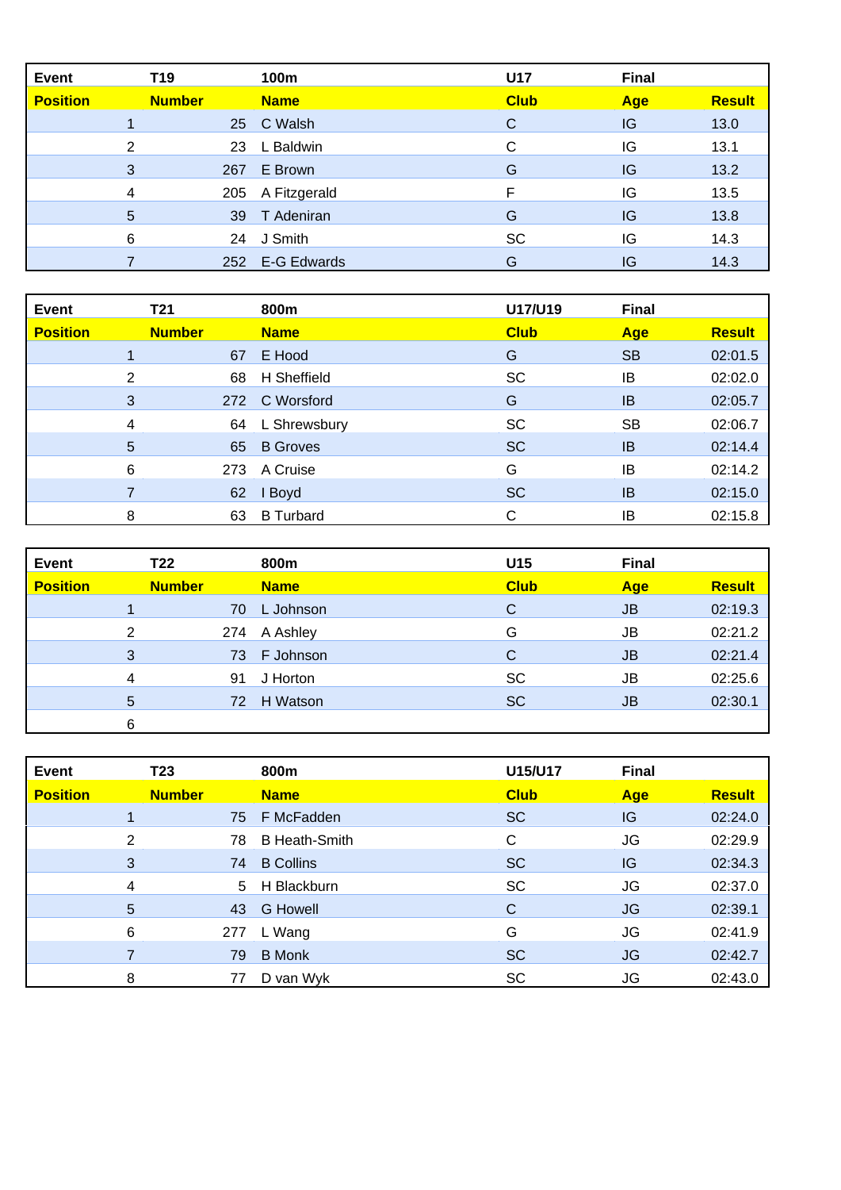| Event | T19 | 100m | U17 | Final | |
|---|---|---|---|---|---|
| **Position** | **Number** | **Name** | **Club** | **Age** | **Result** |
| 1 | 25 | C Walsh | C | IG | 13.0 |
| 2 | 23 | L Baldwin | C | IG | 13.1 |
| 3 | 267 | E Brown | G | IG | 13.2 |
| 4 | 205 | A Fitzgerald | F | IG | 13.5 |
| 5 | 39 | T Adeniran | G | IG | 13.8 |
| 6 | 24 | J Smith | SC | IG | 14.3 |
| 7 | 252 | E-G Edwards | G | IG | 14.3 |

| Event | T21 | 800m | U17/U19 | Final | |
|---|---|---|---|---|---|
| **Position** | **Number** | **Name** | **Club** | **Age** | **Result** |
| 1 | 67 | E Hood | G | SB | 02:01.5 |
| 2 | 68 | H Sheffield | SC | IB | 02:02.0 |
| 3 | 272 | C Worsford | G | IB | 02:05.7 |
| 4 | 64 | L Shrewsbury | SC | SB | 02:06.7 |
| 5 | 65 | B Groves | SC | IB | 02:14.4 |
| 6 | 273 | A Cruise | G | IB | 02:14.2 |
| 7 | 62 | I Boyd | SC | IB | 02:15.0 |
| 8 | 63 | B Turbard | C | IB | 02:15.8 |

| Event | T22 | 800m | U15 | Final | |
|---|---|---|---|---|---|
| **Position** | **Number** | **Name** | **Club** | **Age** | **Result** |
| 1 | 70 | L Johnson | C | JB | 02:19.3 |
| 2 | 274 | A Ashley | G | JB | 02:21.2 |
| 3 | 73 | F Johnson | C | JB | 02:21.4 |
| 4 | 91 | J Horton | SC | JB | 02:25.6 |
| 5 | 72 | H Watson | SC | JB | 02:30.1 |
| 6 | | | | | |

| Event | T23 | 800m | U15/U17 | Final | |
|---|---|---|---|---|---|
| **Position** | **Number** | **Name** | **Club** | **Age** | **Result** |
| 1 | 75 | F McFadden | SC | IG | 02:24.0 |
| 2 | 78 | B Heath-Smith | C | JG | 02:29.9 |
| 3 | 74 | B Collins | SC | IG | 02:34.3 |
| 4 | 5 | H Blackburn | SC | JG | 02:37.0 |
| 5 | 43 | G Howell | C | JG | 02:39.1 |
| 6 | 277 | L Wang | G | JG | 02:41.9 |
| 7 | 79 | B Monk | SC | JG | 02:42.7 |
| 8 | 77 | D van Wyk | SC | JG | 02:43.0 |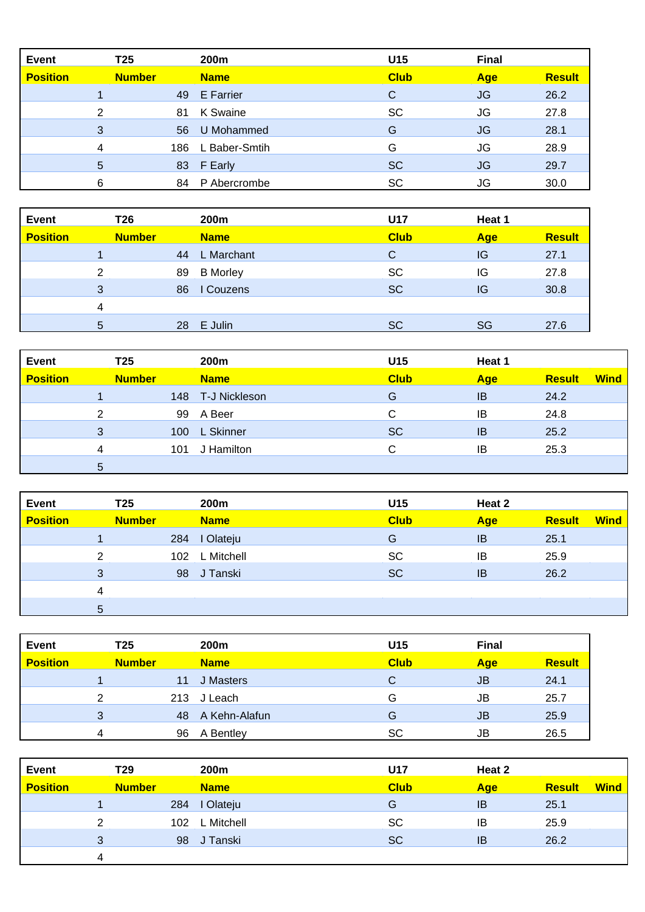| Event | T25 | 200m | U15 | Final | Result |
|---|---|---|---|---|---|
| Position | Number | Name | Club | Age | Result |
| 1 | 49 | E Farrier | C | JG | 26.2 |
| 2 | 81 | K Swaine | SC | JG | 27.8 |
| 3 | 56 | U Mohammed | G | JG | 28.1 |
| 4 | 186 | L Baber-Smtih | G | JG | 28.9 |
| 5 | 83 | F Early | SC | JG | 29.7 |
| 6 | 84 | P Abercrombe | SC | JG | 30.0 |

| Event | T26 | 200m | U17 | Heat 1 | |
|---|---|---|---|---|---|
| Position | Number | Name | Club | Age | Result |
| 1 | 44 | L Marchant | C | IG | 27.1 |
| 2 | 89 | B Morley | SC | IG | 27.8 |
| 3 | 86 | I Couzens | SC | IG | 30.8 |
| 4 | | | | | |
| 5 | 28 | E Julin | SC | SG | 27.6 |

| Event | T25 | 200m | U15 | Heat 1 | | |
|---|---|---|---|---|---|---|
| Position | Number | Name | Club | Age | Result | Wind |
| 1 | 148 | T-J Nickleson | G | IB | 24.2 | |
| 2 | 99 | A Beer | C | IB | 24.8 | |
| 3 | 100 | L Skinner | SC | IB | 25.2 | |
| 4 | 101 | J Hamilton | C | IB | 25.3 | |
| 5 | | | | | | |

| Event | T25 | 200m | U15 | Heat 2 | | |
|---|---|---|---|---|---|---|
| Position | Number | Name | Club | Age | Result | Wind |
| 1 | 284 | I Olateju | G | IB | 25.1 | |
| 2 | 102 | L Mitchell | SC | IB | 25.9 | |
| 3 | 98 | J Tanski | SC | IB | 26.2 | |
| 4 | | | | | | |
| 5 | | | | | | |

| Event | T25 | 200m | U15 | Final | |
|---|---|---|---|---|---|
| Position | Number | Name | Club | Age | Result |
| 1 | 11 | J Masters | C | JB | 24.1 |
| 2 | 213 | J Leach | G | JB | 25.7 |
| 3 | 48 | A Kehn-Alafun | G | JB | 25.9 |
| 4 | 96 | A Bentley | SC | JB | 26.5 |

| Event | T29 | 200m | U17 | Heat 2 | | |
|---|---|---|---|---|---|---|
| Position | Number | Name | Club | Age | Result | Wind |
| 1 | 284 | I Olateju | G | IB | 25.1 | |
| 2 | 102 | L Mitchell | SC | IB | 25.9 | |
| 3 | 98 | J Tanski | SC | IB | 26.2 | |
| 4 | | | | | | |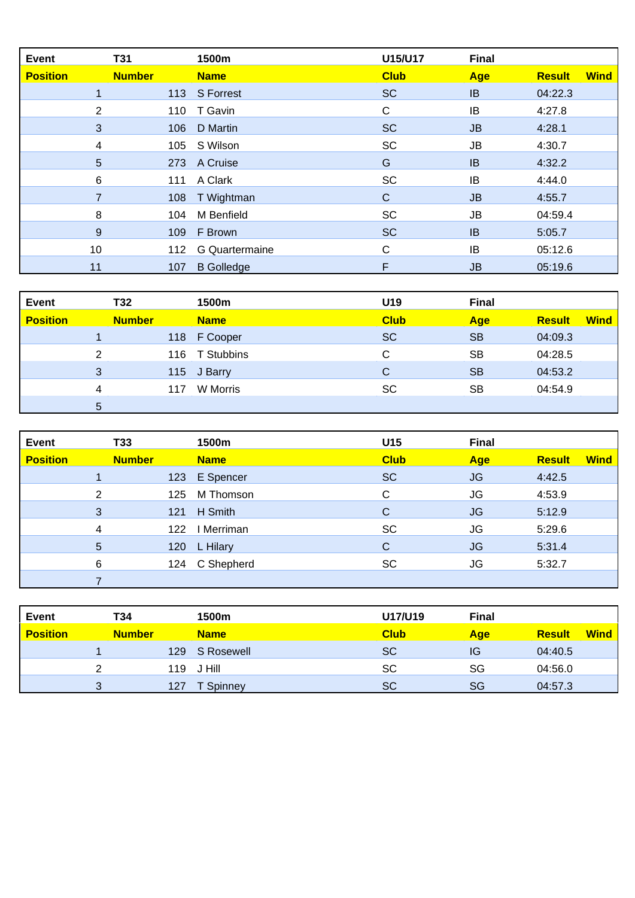| Event | T31 | 1500m | U15/U17 | Final | | |
|---|---|---|---|---|---|---|
| **Position** | **Number** | **Name** | **Club** | **Age** | **Result** | **Wind** |
| 1 | 113 | S Forrest | SC | IB | 04:22.3 | |
| 2 | 110 | T Gavin | C | IB | 4:27.8 | |
| 3 | 106 | D Martin | SC | JB | 4:28.1 | |
| 4 | 105 | S Wilson | SC | JB | 4:30.7 | |
| 5 | 273 | A Cruise | G | IB | 4:32.2 | |
| 6 | 111 | A Clark | SC | IB | 4:44.0 | |
| 7 | 108 | T Wightman | C | JB | 4:55.7 | |
| 8 | 104 | M Benfield | SC | JB | 04:59.4 | |
| 9 | 109 | F Brown | SC | IB | 5:05.7 | |
| 10 | 112 | G Quartermaine | C | IB | 05:12.6 | |
| 11 | 107 | B Golledge | F | JB | 05:19.6 | |

| Event | T32 | 1500m | U19 | Final | | |
|---|---|---|---|---|---|---|
| **Position** | **Number** | **Name** | **Club** | **Age** | **Result** | **Wind** |
| 1 | 118 | F Cooper | SC | SB | 04:09.3 | |
| 2 | 116 | T Stubbins | C | SB | 04:28.5 | |
| 3 | 115 | J Barry | C | SB | 04:53.2 | |
| 4 | 117 | W Morris | SC | SB | 04:54.9 | |
| 5 | | | | | | |

| Event | T33 | 1500m | U15 | Final | | |
|---|---|---|---|---|---|---|
| **Position** | **Number** | **Name** | **Club** | **Age** | **Result** | **Wind** |
| 1 | 123 | E Spencer | SC | JG | 4:42.5 | |
| 2 | 125 | M Thomson | C | JG | 4:53.9 | |
| 3 | 121 | H Smith | C | JG | 5:12.9 | |
| 4 | 122 | I Merriman | SC | JG | 5:29.6 | |
| 5 | 120 | L Hilary | C | JG | 5:31.4 | |
| 6 | 124 | C Shepherd | SC | JG | 5:32.7 | |
| 7 | | | | | | |

| Event | T34 | 1500m | U17/U19 | Final | | |
|---|---|---|---|---|---|---|
| **Position** | **Number** | **Name** | **Club** | **Age** | **Result** | **Wind** |
| 1 | 129 | S Rosewell | SC | IG | 04:40.5 | |
| 2 | 119 | J Hill | SC | SG | 04:56.0 | |
| 3 | 127 | T Spinney | SC | SG | 04:57.3 | |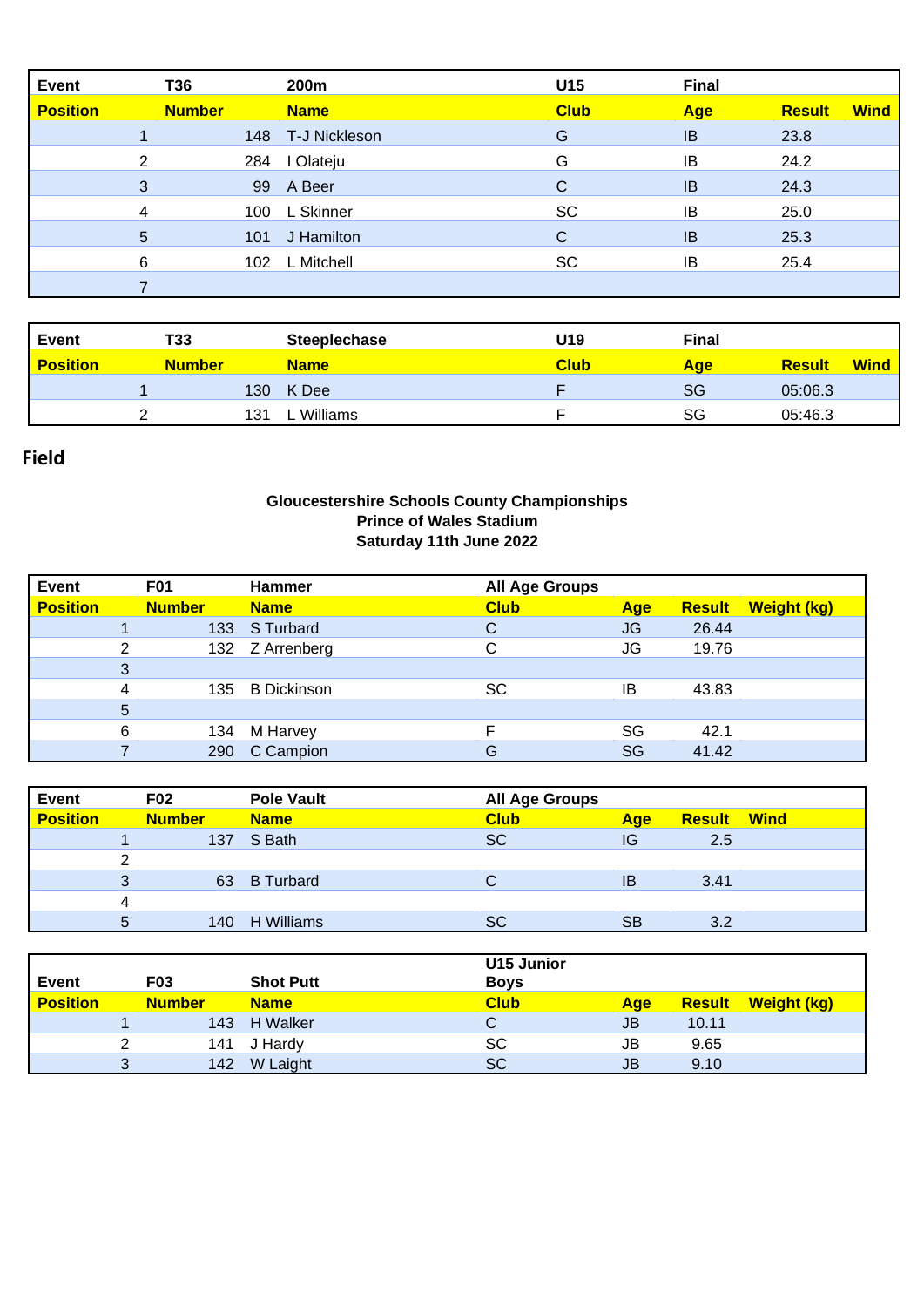| Event | T36 | 200m | U15 | Final | | |
|---|---|---|---|---|---|---|
| **Position** | **Number** | **Name** | **Club** | **Age** | **Result** | **Wind** |
| 1 | 148 | T-J Nickleson | G | IB | 23.8 | |
| 2 | 284 | I Olateju | G | IB | 24.2 | |
| 3 | 99 | A Beer | C | IB | 24.3 | |
| 4 | 100 | L Skinner | SC | IB | 25.0 | |
| 5 | 101 | J Hamilton | C | IB | 25.3 | |
| 6 | 102 | L Mitchell | SC | IB | 25.4 | |
| 7 | | | | | | |

| Event | T33 | Steeplechase | U19 | Final | | |
|---|---|---|---|---|---|---|
| **Position** | **Number** | **Name** | **Club** | **Age** | **Result** | **Wind** |
| 1 | 130 | K Dee | F | SG | 05:06.3 | |
| 2 | 131 | L Williams | F | SG | 05:46.3 | |

## Field

**Gloucestershire Schools County Championships**
**Prince of Wales Stadium**
**Saturday 11th June 2022**

| Event | F01 | Hammer | All Age Groups | | | |
|---|---|---|---|---|---|---|
| **Position** | **Number** | **Name** | **Club** | **Age** | **Result** | **Weight (kg)** |
| 1 | 133 | S Turbard | C | JG | 26.44 | |
| 2 | 132 | Z Arrenberg | C | JG | 19.76 | |
| 3 | | | | | | |
| 4 | 135 | B Dickinson | SC | IB | 43.83 | |
| 5 | | | | | | |
| 6 | 134 | M Harvey | F | SG | 42.1 | |
| 7 | 290 | C Campion | G | SG | 41.42 | |

| Event | F02 | Pole Vault | All Age Groups | | | |
|---|---|---|---|---|---|---|
| **Position** | **Number** | **Name** | **Club** | **Age** | **Result** | **Wind** |
| 1 | 137 | S Bath | SC | IG | 2.5 | |
| 2 | | | | | | |
| 3 | 63 | B Turbard | C | IB | 3.41 | |
| 4 | | | | | | |
| 5 | 140 | H Williams | SC | SB | 3.2 | |

| Event | F03 | Shot Putt | U15 Junior Boys | | | |
|---|---|---|---|---|---|---|
| **Position** | **Number** | **Name** | **Club** | **Age** | **Result** | **Weight (kg)** |
| 1 | 143 | H Walker | C | JB | 10.11 | |
| 2 | 141 | J Hardy | SC | JB | 9.65 | |
| 3 | 142 | W Laight | SC | JB | 9.10 | |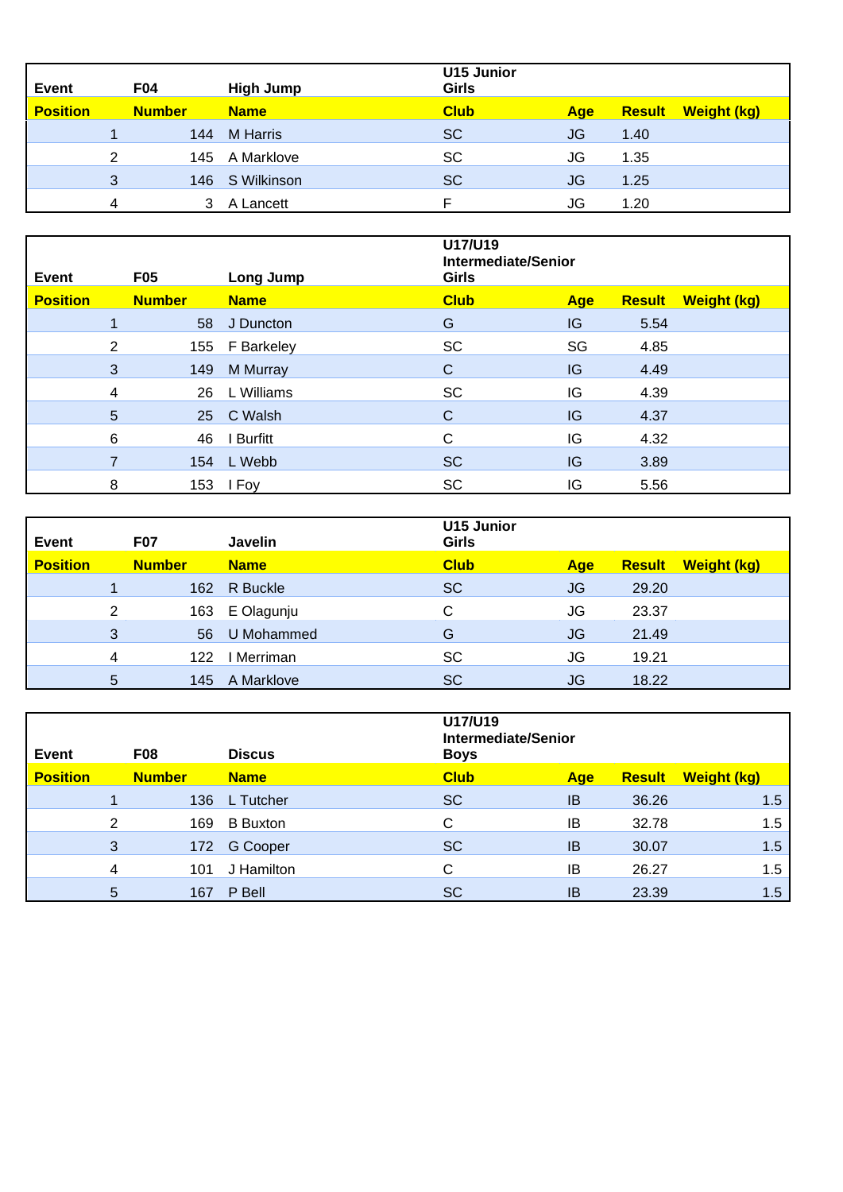| Event | F04 | High Jump | U15 Junior Girls | | | |
|---|---|---|---|---|---|---|
| **Position** | **Number** | **Name** | **Club** | **Age** | **Result** | **Weight (kg)** |
| 1 | 144 | M Harris | SC | JG | 1.40 | |
| 2 | 145 | A Marklove | SC | JG | 1.35 | |
| 3 | 146 | S Wilkinson | SC | JG | 1.25 | |
| 4 | 3 | A Lancett | F | JG | 1.20 | |

| Event | F05 | Long Jump | U17/U19 Intermediate/Senior Girls | | | |
|---|---|---|---|---|---|---|
| **Position** | **Number** | **Name** | **Club** | **Age** | **Result** | **Weight (kg)** |
| 1 | 58 | J Duncton | G | IG | 5.54 | |
| 2 | 155 | F Barkeley | SC | SG | 4.85 | |
| 3 | 149 | M Murray | C | IG | 4.49 | |
| 4 | 26 | L Williams | SC | IG | 4.39 | |
| 5 | 25 | C Walsh | C | IG | 4.37 | |
| 6 | 46 | I Burfitt | C | IG | 4.32 | |
| 7 | 154 | L Webb | SC | IG | 3.89 | |
| 8 | 153 | I Foy | SC | IG | 5.56 | |

| Event | F07 | Javelin | U15 Junior Girls | | | |
|---|---|---|---|---|---|---|
| **Position** | **Number** | **Name** | **Club** | **Age** | **Result** | **Weight (kg)** |
| 1 | 162 | R Buckle | SC | JG | 29.20 | |
| 2 | 163 | E Olagunju | C | JG | 23.37 | |
| 3 | 56 | U Mohammed | G | JG | 21.49 | |
| 4 | 122 | I Merriman | SC | JG | 19.21 | |
| 5 | 145 | A Marklove | SC | JG | 18.22 | |

| Event | F08 | Discus | U17/U19 Intermediate/Senior Boys | | | |
|---|---|---|---|---|---|---|
| **Position** | **Number** | **Name** | **Club** | **Age** | **Result** | **Weight (kg)** |
| 1 | 136 | L Tutcher | SC | IB | 36.26 | 1.5 |
| 2 | 169 | B Buxton | C | IB | 32.78 | 1.5 |
| 3 | 172 | G Cooper | SC | IB | 30.07 | 1.5 |
| 4 | 101 | J Hamilton | C | IB | 26.27 | 1.5 |
| 5 | 167 | P Bell | SC | IB | 23.39 | 1.5 |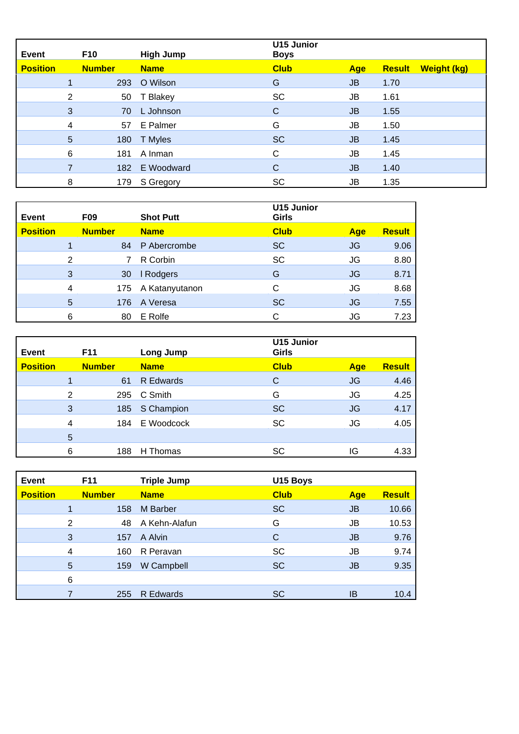| Event | F10 | High Jump | U15 Junior Boys | | | |
|---|---|---|---|---|---|---|
| **Position** | **Number** | **Name** | **Club** | **Age** | **Result** | **Weight (kg)** |
| 1 | 293 | O Wilson | G | JB | 1.70 | |
| 2 | 50 | T Blakey | SC | JB | 1.61 | |
| 3 | 70 | L Johnson | C | JB | 1.55 | |
| 4 | 57 | E Palmer | G | JB | 1.50 | |
| 5 | 180 | T Myles | SC | JB | 1.45 | |
| 6 | 181 | A Inman | C | JB | 1.45 | |
| 7 | 182 | E Woodward | C | JB | 1.40 | |
| 8 | 179 | S Gregory | SC | JB | 1.35 | |

| Event | F09 | Shot Putt | U15 Junior Girls | | |
|---|---|---|---|---|---|
| **Position** | **Number** | **Name** | **Club** | **Age** | **Result** |
| 1 | 84 | P Abercrombe | SC | JG | 9.06 |
| 2 | 7 | R Corbin | SC | JG | 8.80 |
| 3 | 30 | I Rodgers | G | JG | 8.71 |
| 4 | 175 | A Katanyutanon | C | JG | 8.68 |
| 5 | 176 | A Veresa | SC | JG | 7.55 |
| 6 | 80 | E Rolfe | C | JG | 7.23 |

| Event | F11 | Long Jump | U15 Junior Girls | | |
|---|---|---|---|---|---|
| **Position** | **Number** | **Name** | **Club** | **Age** | **Result** |
| 1 | 61 | R Edwards | C | JG | 4.46 |
| 2 | 295 | C Smith | G | JG | 4.25 |
| 3 | 185 | S Champion | SC | JG | 4.17 |
| 4 | 184 | E Woodcock | SC | JG | 4.05 |
| 5 | | | | | |
| 6 | 188 | H Thomas | SC | IG | 4.33 |

| Event | F11 | Triple Jump | U15 Boys | | |
|---|---|---|---|---|---|
| **Position** | **Number** | **Name** | **Club** | **Age** | **Result** |
| 1 | 158 | M Barber | SC | JB | 10.66 |
| 2 | 48 | A Kehn-Alafun | G | JB | 10.53 |
| 3 | 157 | A Alvin | C | JB | 9.76 |
| 4 | 160 | R Peravan | SC | JB | 9.74 |
| 5 | 159 | W Campbell | SC | JB | 9.35 |
| 6 | | | | | |
| 7 | 255 | R Edwards | SC | IB | 10.4 |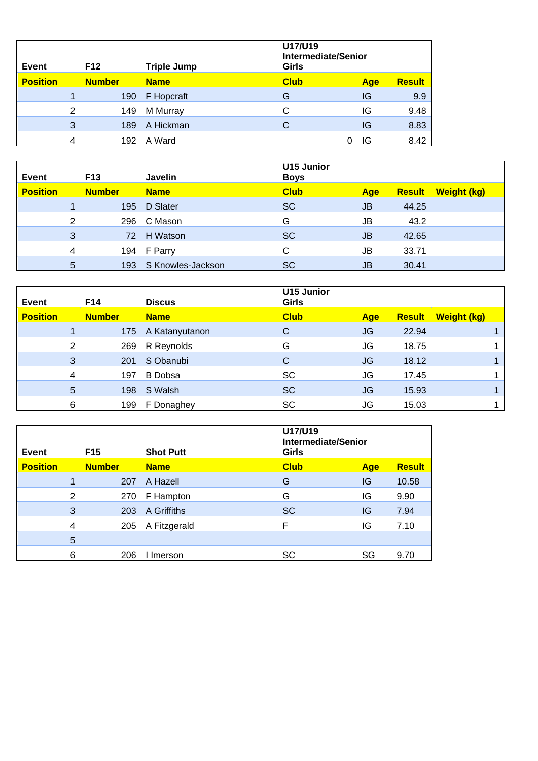| Event | F12 | Triple Jump | U17/U19 Intermediate/Senior Girls | | |
|---|---|---|---|---|---|
| **Position** | **Number** | **Name** | **Club** | **Age** | **Result** |
| 1 | 190 | F Hopcraft | G | IG | 9.9 |
| 2 | 149 | M Murray | C | IG | 9.48 |
| 3 | 189 | A Hickman | C | IG | 8.83 |
| 4 | 192 | A Ward | 0 | IG | 8.42 |

| Event | F13 | Javelin | U15 Junior Boys | | | |
|---|---|---|---|---|---|---|
| **Position** | **Number** | **Name** | **Club** | **Age** | **Result** | **Weight (kg)** |
| 1 | 195 | D Slater | SC | JB | 44.25 | |
| 2 | 296 | C Mason | G | JB | 43.2 | |
| 3 | 72 | H Watson | SC | JB | 42.65 | |
| 4 | 194 | F Parry | C | JB | 33.71 | |
| 5 | 193 | S Knowles-Jackson | SC | JB | 30.41 | |

| Event | F14 | Discus | U15 Junior Girls | | | |
|---|---|---|---|---|---|---|
| **Position** | **Number** | **Name** | **Club** | **Age** | **Result** | **Weight (kg)** |
| 1 | 175 | A Katanyutanon | C | JG | 22.94 | 1 |
| 2 | 269 | R Reynolds | G | JG | 18.75 | 1 |
| 3 | 201 | S Obanubi | C | JG | 18.12 | 1 |
| 4 | 197 | B Dobsa | SC | JG | 17.45 | 1 |
| 5 | 198 | S Walsh | SC | JG | 15.93 | 1 |
| 6 | 199 | F Donaghey | SC | JG | 15.03 | 1 |

| Event | F15 | Shot Putt | U17/U19 Intermediate/Senior Girls | | |
|---|---|---|---|---|---|
| **Position** | **Number** | **Name** | **Club** | **Age** | **Result** |
| 1 | 207 | A Hazell | G | IG | 10.58 |
| 2 | 270 | F Hampton | G | IG | 9.90 |
| 3 | 203 | A Griffiths | SC | IG | 7.94 |
| 4 | 205 | A Fitzgerald | F | IG | 7.10 |
| 5 | | | | | |
| 6 | 206 | I Imerson | SC | SG | 9.70 |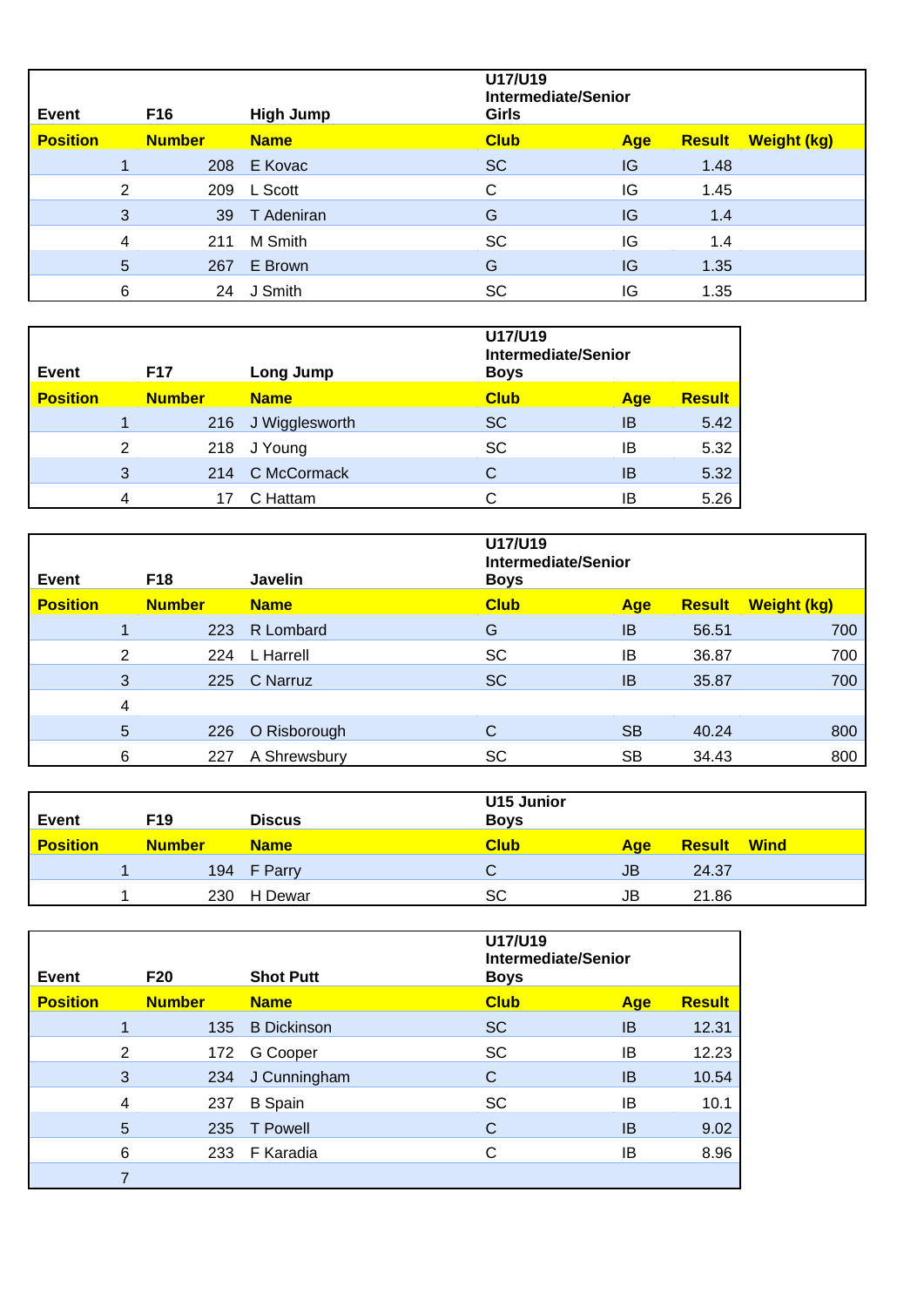| Event | F16 | High Jump | U17/U19 Intermediate/Senior Girls | | | |
|---|---|---|---|---|---|---|
| **Position** | **Number** | **Name** | **Club** | **Age** | **Result** | **Weight (kg)** |
| 1 | 208 | E Kovac | SC | IG | 1.48 | |
| 2 | 209 | L Scott | C | IG | 1.45 | |
| 3 | 39 | T Adeniran | G | IG | 1.4 | |
| 4 | 211 | M Smith | SC | IG | 1.4 | |
| 5 | 267 | E Brown | G | IG | 1.35 | |
| 6 | 24 | J Smith | SC | IG | 1.35 | |

| Event | F17 | Long Jump | U17/U19 Intermediate/Senior Boys | | |
|---|---|---|---|---|---|
| **Position** | **Number** | **Name** | **Club** | **Age** | **Result** |
| 1 | 216 | J Wigglesworth | SC | IB | 5.42 |
| 2 | 218 | J Young | SC | IB | 5.32 |
| 3 | 214 | C McCormack | C | IB | 5.32 |
| 4 | 17 | C Hattam | C | IB | 5.26 |

| Event | F18 | Javelin | U17/U19 Intermediate/Senior Boys | | | |
|---|---|---|---|---|---|---|
| **Position** | **Number** | **Name** | **Club** | **Age** | **Result** | **Weight (kg)** |
| 1 | 223 | R Lombard | G | IB | 56.51 | 700 |
| 2 | 224 | L Harrell | SC | IB | 36.87 | 700 |
| 3 | 225 | C Narruz | SC | IB | 35.87 | 700 |
| 4 | | | | | | |
| 5 | 226 | O Risborough | C | SB | 40.24 | 800 |
| 6 | 227 | A Shrewsbury | SC | SB | 34.43 | 800 |

| Event | F19 | Discus | U15 Junior Boys | | | |
|---|---|---|---|---|---|---|
| **Position** | **Number** | **Name** | **Club** | **Age** | **Result** | **Wind** |
| 1 | 194 | F Parry | C | JB | 24.37 | |
| 1 | 230 | H Dewar | SC | JB | 21.86 | |

| Event | F20 | Shot Putt | U17/U19 Intermediate/Senior Boys | | |
|---|---|---|---|---|---|
| **Position** | **Number** | **Name** | **Club** | **Age** | **Result** |
| 1 | 135 | B Dickinson | SC | IB | 12.31 |
| 2 | 172 | G Cooper | SC | IB | 12.23 |
| 3 | 234 | J Cunningham | C | IB | 10.54 |
| 4 | 237 | B Spain | SC | IB | 10.1 |
| 5 | 235 | T Powell | C | IB | 9.02 |
| 6 | 233 | F Karadia | C | IB | 8.96 |
| 7 | | | | | |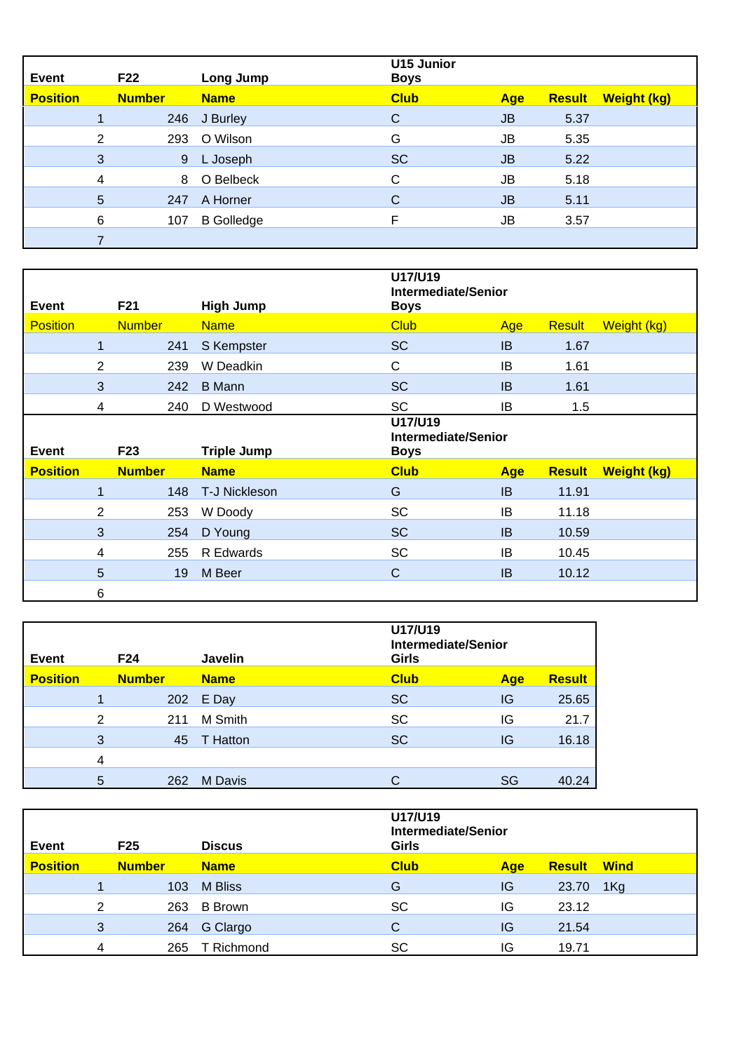| Event | F22 | Long Jump | U15 Junior Boys | | | |
|---|---|---|---|---|---|---|
| **Position** | **Number** | **Name** | **Club** | **Age** | **Result** | **Weight (kg)** |
| 1 | 246 | J Burley | C | JB | 5.37 | |
| 2 | 293 | O Wilson | G | JB | 5.35 | |
| 3 | 9 | L Joseph | SC | JB | 5.22 | |
| 4 | 8 | O Belbeck | C | JB | 5.18 | |
| 5 | 247 | A Horner | C | JB | 5.11 | |
| 6 | 107 | B Golledge | F | JB | 3.57 | |
| 7 | | | | | | |

| Event | F21 | High Jump | U17/U19 Intermediate/Senior Boys | | | |
|---|---|---|---|---|---|---|
| Position | Number | Name | Club | Age | Result | Weight (kg) |
| 1 | 241 | S Kempster | SC | IB | 1.67 | |
| 2 | 239 | W Deadkin | C | IB | 1.61 | |
| 3 | 242 | B Mann | SC | IB | 1.61 | |
| 4 | 240 | D Westwood | SC | IB | 1.5 | |

| Event | F23 | Triple Jump | U17/U19 Intermediate/Senior Boys | | | |
|---|---|---|---|---|---|---|
| **Position** | **Number** | **Name** | **Club** | **Age** | **Result** | **Weight (kg)** |
| 1 | 148 | T-J Nickleson | G | IB | 11.91 | |
| 2 | 253 | W Doody | SC | IB | 11.18 | |
| 3 | 254 | D Young | SC | IB | 10.59 | |
| 4 | 255 | R Edwards | SC | IB | 10.45 | |
| 5 | 19 | M Beer | C | IB | 10.12 | |
| 6 | | | | | | |

| Event | F24 | Javelin | U17/U19 Intermediate/Senior Girls | | |
|---|---|---|---|---|---|
| **Position** | **Number** | **Name** | **Club** | **Age** | **Result** |
| 1 | 202 | E Day | SC | IG | 25.65 |
| 2 | 211 | M Smith | SC | IG | 21.7 |
| 3 | 45 | T Hatton | SC | IG | 16.18 |
| 4 | | | | | |
| 5 | 262 | M Davis | C | SG | 40.24 |

| Event | F25 | Discus | U17/U19 Intermediate/Senior Girls | | | |
|---|---|---|---|---|---|---|
| **Position** | **Number** | **Name** | **Club** | **Age** | **Result** | **Wind** |
| 1 | 103 | M Bliss | G | IG | 23.70 | 1Kg |
| 2 | 263 | B Brown | SC | IG | 23.12 | |
| 3 | 264 | G Clargo | C | IG | 21.54 | |
| 4 | 265 | T Richmond | SC | IG | 19.71 | |